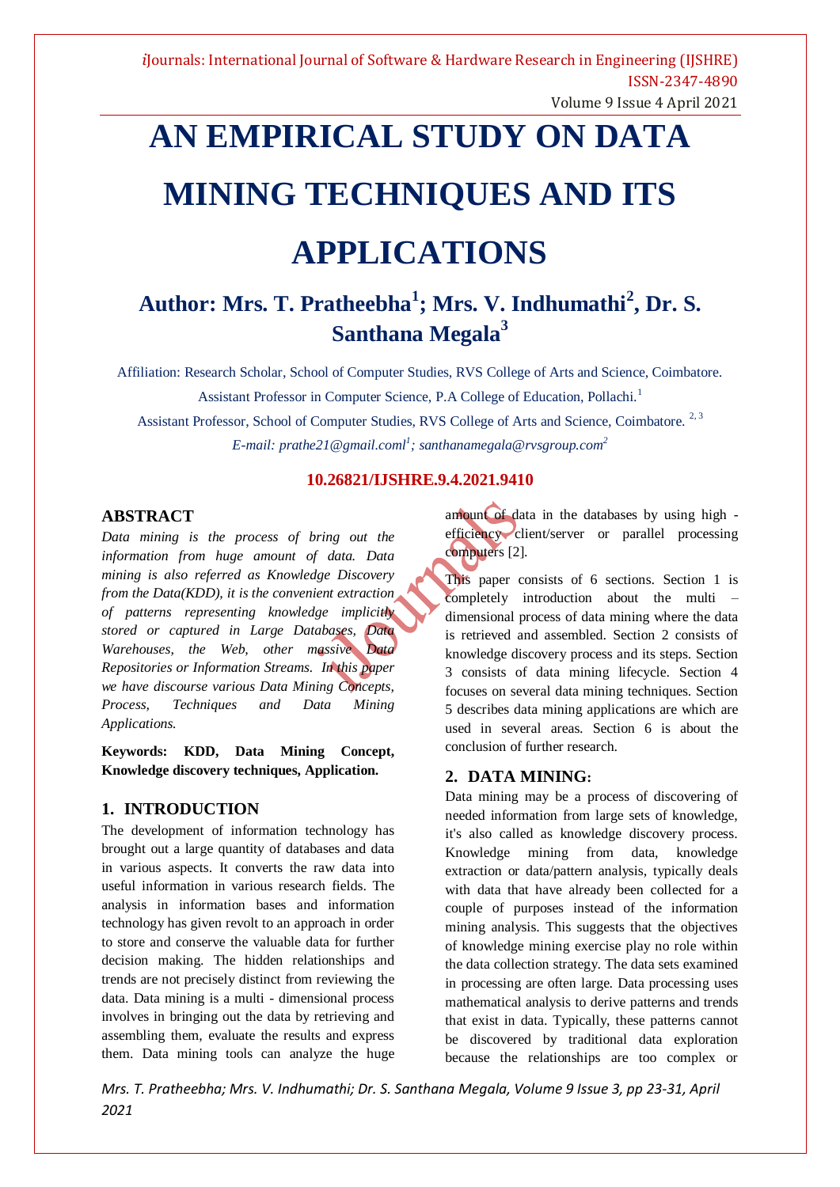# AN EMPIRICAL STUDY ON DATA MINING TECHNIQUES AND ITS APPLICATIONS

## Author: Mrs. T. Pratheebha[1]; Mrs. V. Indhumathi[2], Dr. S. Santhana Megala[3]

Affiliation: Research Scholar, School of Computer Studies, RVS College of Arts and Science, Coimbatore.

Assistant Professor in Computer Science, P.A College of Education, Pollachi.[1]

Assistant Professor, School of Computer Studies, RVS College of Arts and Science, Coimbatore. [2, 3]

*E-mail: prathe21@gmail.coml[1]; santhanamegala@rvsgroup.com[2]*

**10.26821/IJSHRE.9.4.2021.9410**

### ABSTRACT

*Data mining is the process of bring out the information from huge amount of data. Data mining is also referred as Knowledge Discovery from the Data(KDD), it is the convenient extraction of patterns representing knowledge implicitly stored or captured in Large Databases, Data Warehouses, the Web, other massive Data Repositories or Information Streams. In this paper we have discourse various Data Mining Concepts, Process, Techniques and Data Mining Applications.*

**Keywords: KDD, Data Mining Concept, Knowledge discovery techniques, Application.**

### 1. INTRODUCTION

The development of information technology has brought out a large quantity of databases and data in various aspects. It converts the raw data into useful information in various research fields. The analysis in information bases and information technology has given revolt to an approach in order to store and conserve the valuable data for further decision making. The hidden relationships and trends are not precisely distinct from reviewing the data. Data mining is a multi - dimensional process involves in bringing out the data by retrieving and assembling them, evaluate the results and express them. Data mining tools can analyze the huge amount of data in the databases by using high - efficiency client/server or parallel processing computers [2].

This paper consists of 6 sections. Section 1 is completely introduction about the multi – dimensional process of data mining where the data is retrieved and assembled. Section 2 consists of knowledge discovery process and its steps. Section 3 consists of data mining lifecycle. Section 4 focuses on several data mining techniques. Section 5 describes data mining applications are which are used in several areas. Section 6 is about the conclusion of further research.

### 2. DATA MINING:

Data mining may be a process of discovering of needed information from large sets of knowledge, it's also called as knowledge discovery process. Knowledge mining from data, knowledge extraction or data/pattern analysis, typically deals with data that have already been collected for a couple of purposes instead of the information mining analysis. This suggests that the objectives of knowledge mining exercise play no role within the data collection strategy. The data sets examined in processing are often large. Data processing uses mathematical analysis to derive patterns and trends that exist in data. Typically, these patterns cannot be discovered by traditional data exploration because the relationships are too complex or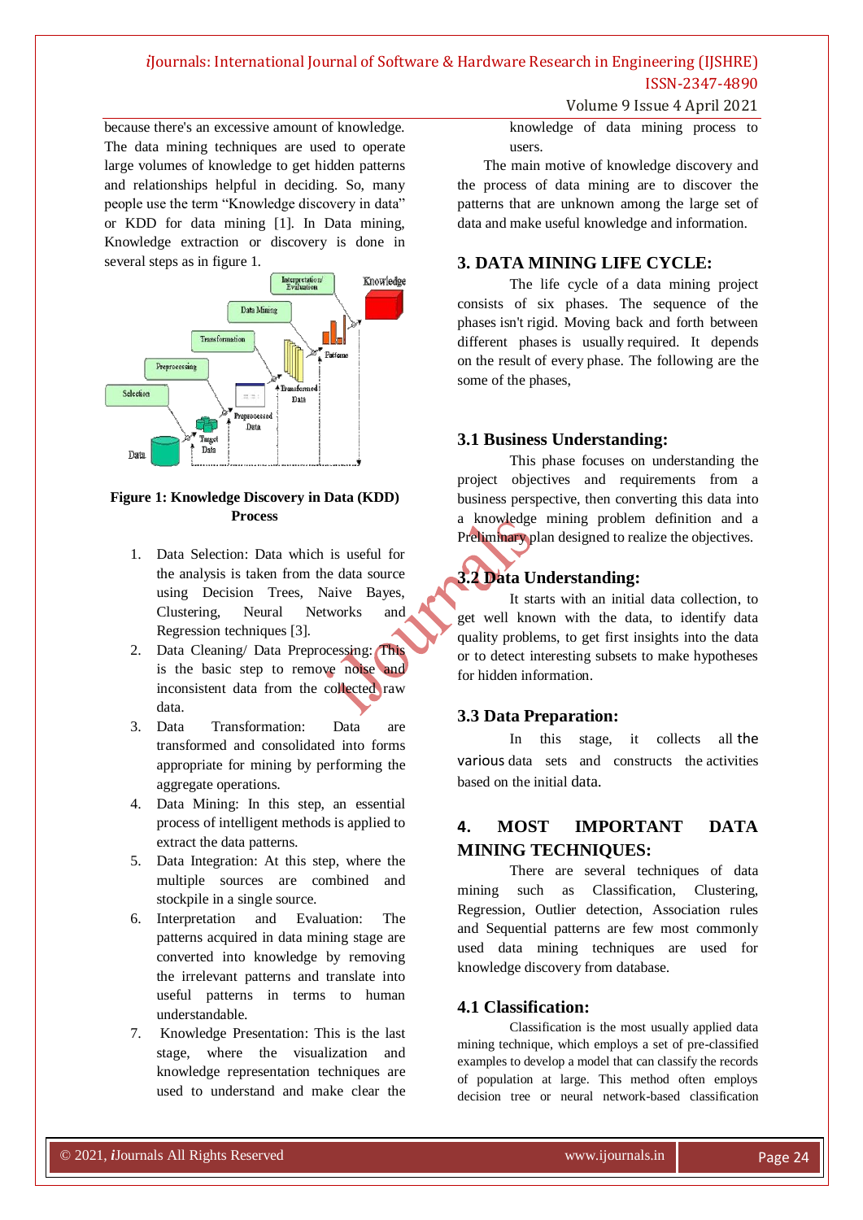because there's an excessive amount of knowledge. The data mining techniques are used to operate large volumes of knowledge to get hidden patterns and relationships helpful in deciding. So, many people use the term "Knowledge discovery in data" or KDD for data mining [1]. In Data mining, Knowledge extraction or discovery is done in several steps as in figure 1.

**Figure 1: Knowledge Discovery in Data (KDD) Process**

1. Data Selection: Data which is useful for the analysis is taken from the data source using Decision Trees, Naive Bayes, Clustering, Neural Networks and Regression techniques [3].
2. Data Cleaning/ Data Preprocessing: This is the basic step to remove noise and inconsistent data from the collected raw data.
3. Data Transformation: Data are transformed and consolidated into forms appropriate for mining by performing the aggregate operations.
4. Data Mining: In this step, an essential process of intelligent methods is applied to extract the data patterns.
5. Data Integration: At this step, where the multiple sources are combined and stockpile in a single source.
6. Interpretation and Evaluation: The patterns acquired in data mining stage are converted into knowledge by removing the irrelevant patterns and translate into useful patterns in terms to human understandable.
7. Knowledge Presentation: This is the last stage, where the visualization and knowledge representation techniques are used to understand and make clear the knowledge of data mining process to users.

The main motive of knowledge discovery and the process of data mining are to discover the patterns that are unknown among the large set of data and make useful knowledge and information.

## 3. DATA MINING LIFE CYCLE:

The life cycle of a data mining project consists of six phases. The sequence of the phases isn't rigid. Moving back and forth between different phases is usually required. It depends on the result of every phase. The following are the some of the phases,

### 3.1 Business Understanding:

This phase focuses on understanding the project objectives and requirements from a business perspective, then converting this data into a knowledge mining problem definition and a Preliminary plan designed to realize the objectives.

### 3.2 Data Understanding:

It starts with an initial data collection, to get well known with the data, to identify data quality problems, to get first insights into the data or to detect interesting subsets to make hypotheses for hidden information.

### 3.3 Data Preparation:

In this stage, it collects all the various data sets and constructs the activities based on the initial data.

## 4. MOST IMPORTANT DATA MINING TECHNIQUES:

There are several techniques of data mining such as Classification, Clustering, Regression, Outlier detection, Association rules and Sequential patterns are few most commonly used data mining techniques are used for knowledge discovery from database.

### 4.1 Classification:

Classification is the most usually applied data mining technique, which employs a set of pre-classified examples to develop a model that can classify the records of population at large. This method often employs decision tree or neural network-based classification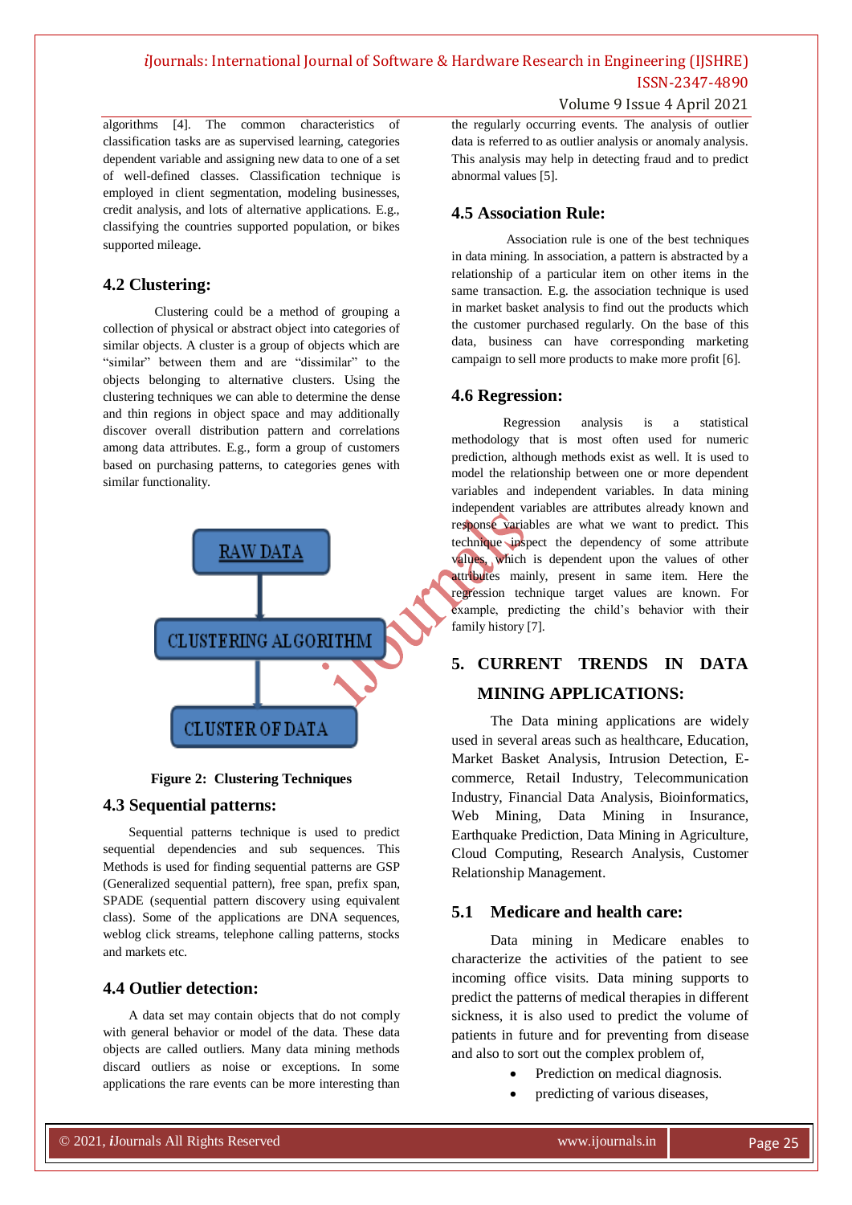algorithms [4]. The common characteristics of classification tasks are as supervised learning, categories dependent variable and assigning new data to one of a set of well-defined classes. Classification technique is employed in client segmentation, modeling businesses, credit analysis, and lots of alternative applications. E.g., classifying the countries supported population, or bikes supported mileage.

### 4.2 Clustering:

Clustering could be a method of grouping a collection of physical or abstract object into categories of similar objects. A cluster is a group of objects which are "similar" between them and are "dissimilar" to the objects belonging to alternative clusters. Using the clustering techniques we can able to determine the dense and thin regions in object space and may additionally discover overall distribution pattern and correlations among data attributes. E.g., form a group of customers based on purchasing patterns, to categories genes with similar functionality.

RAW DATA → CLUSTERING ALGORITHM → CLUSTER OF DATA

**Figure 2: Clustering Techniques**

### 4.3 Sequential patterns:

Sequential patterns technique is used to predict sequential dependencies and sub sequences. This Methods is used for finding sequential patterns are GSP (Generalized sequential pattern), free span, prefix span, SPADE (sequential pattern discovery using equivalent class). Some of the applications are DNA sequences, weblog click streams, telephone calling patterns, stocks and markets etc.

### 4.4 Outlier detection:

A data set may contain objects that do not comply with general behavior or model of the data. These data objects are called outliers. Many data mining methods discard outliers as noise or exceptions. In some applications the rare events can be more interesting than the regularly occurring events. The analysis of outlier data is referred to as outlier analysis or anomaly analysis. This analysis may help in detecting fraud and to predict abnormal values [5].

### 4.5 Association Rule:

Association rule is one of the best techniques in data mining. In association, a pattern is abstracted by a relationship of a particular item on other items in the same transaction. E.g. the association technique is used in market basket analysis to find out the products which the customer purchased regularly. On the base of this data, business can have corresponding marketing campaign to sell more products to make more profit [6].

### 4.6 Regression:

Regression analysis is a statistical methodology that is most often used for numeric prediction, although methods exist as well. It is used to model the relationship between one or more dependent variables and independent variables. In data mining independent variables are attributes already known and response variables are what we want to predict. This technique inspect the dependency of some attribute values, which is dependent upon the values of other attributes mainly, present in same item. Here the regression technique target values are known. For example, predicting the child's behavior with their family history [7].

## 5. CURRENT TRENDS IN DATA MINING APPLICATIONS:

The Data mining applications are widely used in several areas such as healthcare, Education, Market Basket Analysis, Intrusion Detection, E-commerce, Retail Industry, Telecommunication Industry, Financial Data Analysis, Bioinformatics, Web Mining, Data Mining in Insurance, Earthquake Prediction, Data Mining in Agriculture, Cloud Computing, Research Analysis, Customer Relationship Management.

### 5.1 Medicare and health care:

Data mining in Medicare enables to characterize the activities of the patient to see incoming office visits. Data mining supports to predict the patterns of medical therapies in different sickness, it is also used to predict the volume of patients in future and for preventing from disease and also to sort out the complex problem of,

- Prediction on medical diagnosis.
- predicting of various diseases,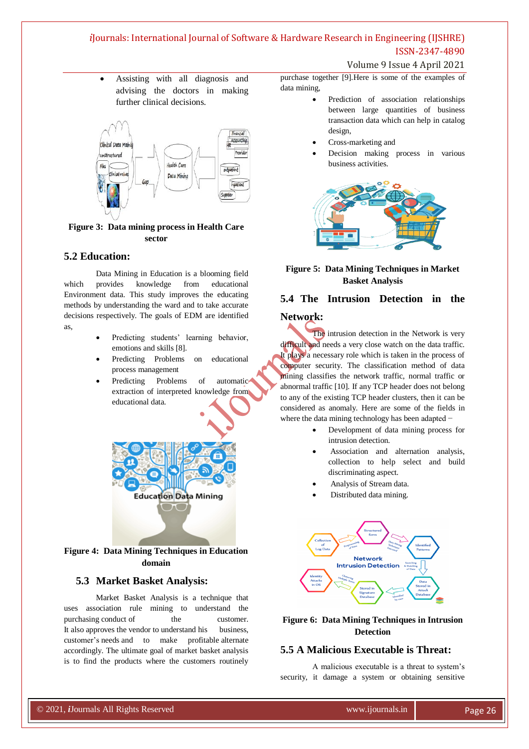- Assisting with all diagnosis and advising the doctors in making further clinical decisions.

Figure 3: Data mining process in Health Care sector

## 5.2 Education:

Data Mining in Education is a blooming field which provides knowledge from educational Environment data. This study improves the educating methods by understanding the ward and to take accurate decisions respectively. The goals of EDM are identified as,

- Predicting students' learning behavior, emotions and skills [8].
- Predicting Problems on educational process management
- Predicting Problems of automatic extraction of interpreted knowledge from educational data.

Figure 4: Data Mining Techniques in Education domain

## 5.3 Market Basket Analysis:

Market Basket Analysis is a technique that uses association rule mining to understand the purchasing conduct of the customer. It also approves the vendor to understand his business, customer's needs and to make profitable alternate accordingly. The ultimate goal of market basket analysis is to find the products where the customers routinely purchase together [9].Here is some of the examples of data mining,

- Prediction of association relationships between large quantities of business transaction data which can help in catalog design,
- Cross-marketing and
- Decision making process in various business activities.

Figure 5: Data Mining Techniques in Market Basket Analysis

## 5.4 The Intrusion Detection in the Network:

The intrusion detection in the Network is very difficult and needs a very close watch on the data traffic. It plays a necessary role which is taken in the process of computer security. The classification method of data mining classifies the network traffic, normal traffic or abnormal traffic [10]. If any TCP header does not belong to any of the existing TCP header clusters, then it can be considered as anomaly. Here are some of the fields in where the data mining technology has been adapted −

- Development of data mining process for intrusion detection.
- Association and alternation analysis, collection to help select and build discriminating aspect.
- Analysis of Stream data.
- Distributed data mining.

Figure 6: Data Mining Techniques in Intrusion Detection

## 5.5 A Malicious Executable is Threat:

A malicious executable is a threat to system's security, it damage a system or obtaining sensitive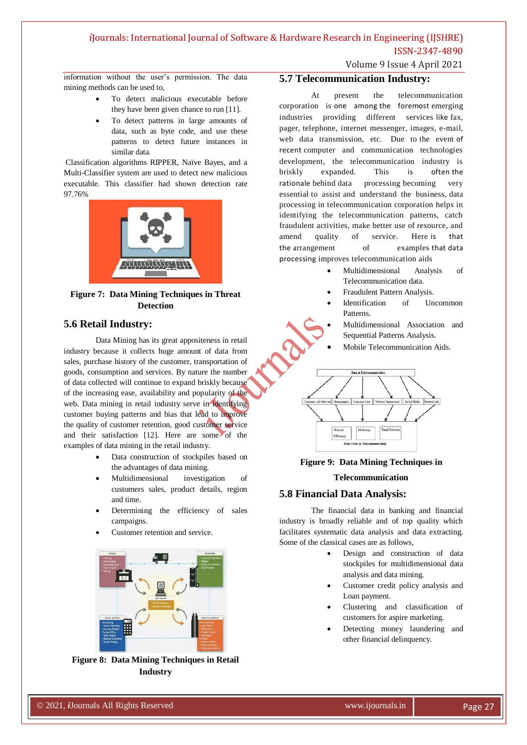information without the user's permission. The data mining methods can be used to,

- To detect malicious executable before they have been given chance to run [11].
- To detect patterns in large amounts of data, such as byte code, and use these patterns to detect future instances in similar data.

Classification algorithms RIPPER, Naïve Bayes, and a Multi-Classifier system are used to detect new malicious executable. This classifier had shown detection rate 97.76%

**Figure 7: Data Mining Techniques in Threat Detection**

## 5.6 Retail Industry:

Data Mining has its great appositeness in retail industry because it collects huge amount of data from sales, purchase history of the customer, transportation of goods, consumption and services. By nature the number of data collected will continue to expand briskly because of the increasing ease, availability and popularity of the web. Data mining in retail industry serve in identifying customer buying patterns and bias that lead to improve the quality of customer retention, good customer service and their satisfaction [12]. Here are some of the examples of data mining in the retail industry.

- Data construction of stockpiles based on the advantages of data mining.
- Multidimensional investigation of customers sales, product details, region and time.
- Determining the efficiency of sales campaigns.
- Customer retention and service.

**Figure 8: Data Mining Techniques in Retail Industry**

## 5.7 Telecommunication Industry:

At present the telecommunication corporation is one among the foremost emerging industries providing different services like fax, pager, telephone, internet messenger, images, e-mail, web data transmission, etc. Due to the event of recent computer and communication technologies development, the telecommunication industry is briskly expanded. This is often the rationale behind data processing becoming very essential to assist and understand the business, data processing in telecommunication corporation helps in identifying the telecommunication patterns, catch fraudulent activities, make better use of resource, and amend quality of service. Here is that the arrangement of examples that data processing improves telecommunication aids

- Multidimensional Analysis of Telecommunication data.
- Fraudulent Pattern Analysis.
- Identification of Uncommon Patterns.
- Multidimensional Association and Sequential Patterns Analysis.
- Mobile Telecommunication Aids.

**Figure 9: Data Mining Techniques in Telecommunication**

## 5.8 Financial Data Analysis:

The financial data in banking and financial industry is broadly reliable and of top quality which facilitates systematic data analysis and data extracting. Some of the classical cases are as follows,

- Design and construction of data stockpiles for multidimensional data analysis and data mining.
- Customer credit policy analysis and Loan payment.
- Clustering and classification of customers for aspire marketing.
- Detecting money laundering and other financial delinquency.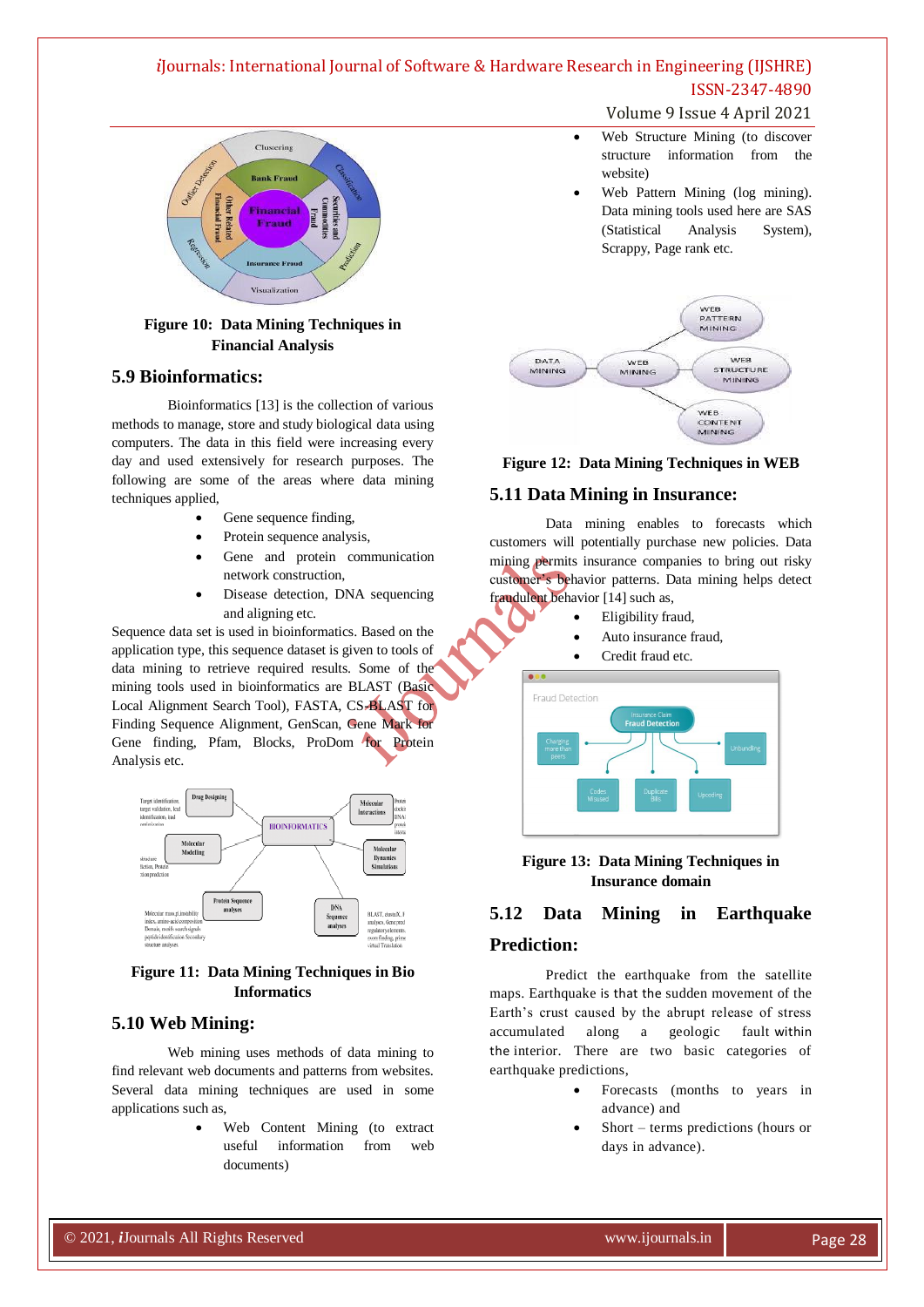**Figure 10: Data Mining Techniques in Financial Analysis**

## 5.9 Bioinformatics:

Bioinformatics [13] is the collection of various methods to manage, store and study biological data using computers. The data in this field were increasing every day and used extensively for research purposes. The following are some of the areas where data mining techniques applied,

- Gene sequence finding,
- Protein sequence analysis,
- Gene and protein communication network construction,
- Disease detection, DNA sequencing and aligning etc.

Sequence data set is used in bioinformatics. Based on the application type, this sequence dataset is given to tools of data mining to retrieve required results. Some of the mining tools used in bioinformatics are BLAST (Basic Local Alignment Search Tool), FASTA, CS-BLAST for Finding Sequence Alignment, GenScan, Gene Mark for Gene finding, Pfam, Blocks, ProDom for Protein Analysis etc.

**Figure 11: Data Mining Techniques in Bio Informatics**

## 5.10 Web Mining:

Web mining uses methods of data mining to find relevant web documents and patterns from websites. Several data mining techniques are used in some applications such as,

- Web Content Mining (to extract useful information from web documents)
- Web Structure Mining (to discover structure information from the website)
- Web Pattern Mining (log mining). Data mining tools used here are SAS (Statistical Analysis System), Scrappy, Page rank etc.

**Figure 12: Data Mining Techniques in WEB**

## 5.11 Data Mining in Insurance:

Data mining enables to forecasts which customers will potentially purchase new policies. Data mining permits insurance companies to bring out risky customer's behavior patterns. Data mining helps detect fraudulent behavior [14] such as,

- Eligibility fraud,
- Auto insurance fraud,
- Credit fraud etc.

**Figure 13: Data Mining Techniques in Insurance domain**

## 5.12 Data Mining in Earthquake Prediction:

Predict the earthquake from the satellite maps. Earthquake is that the sudden movement of the Earth's crust caused by the abrupt release of stress accumulated along a geologic fault within the interior. There are two basic categories of earthquake predictions,

- Forecasts (months to years in advance) and
- Short – terms predictions (hours or days in advance).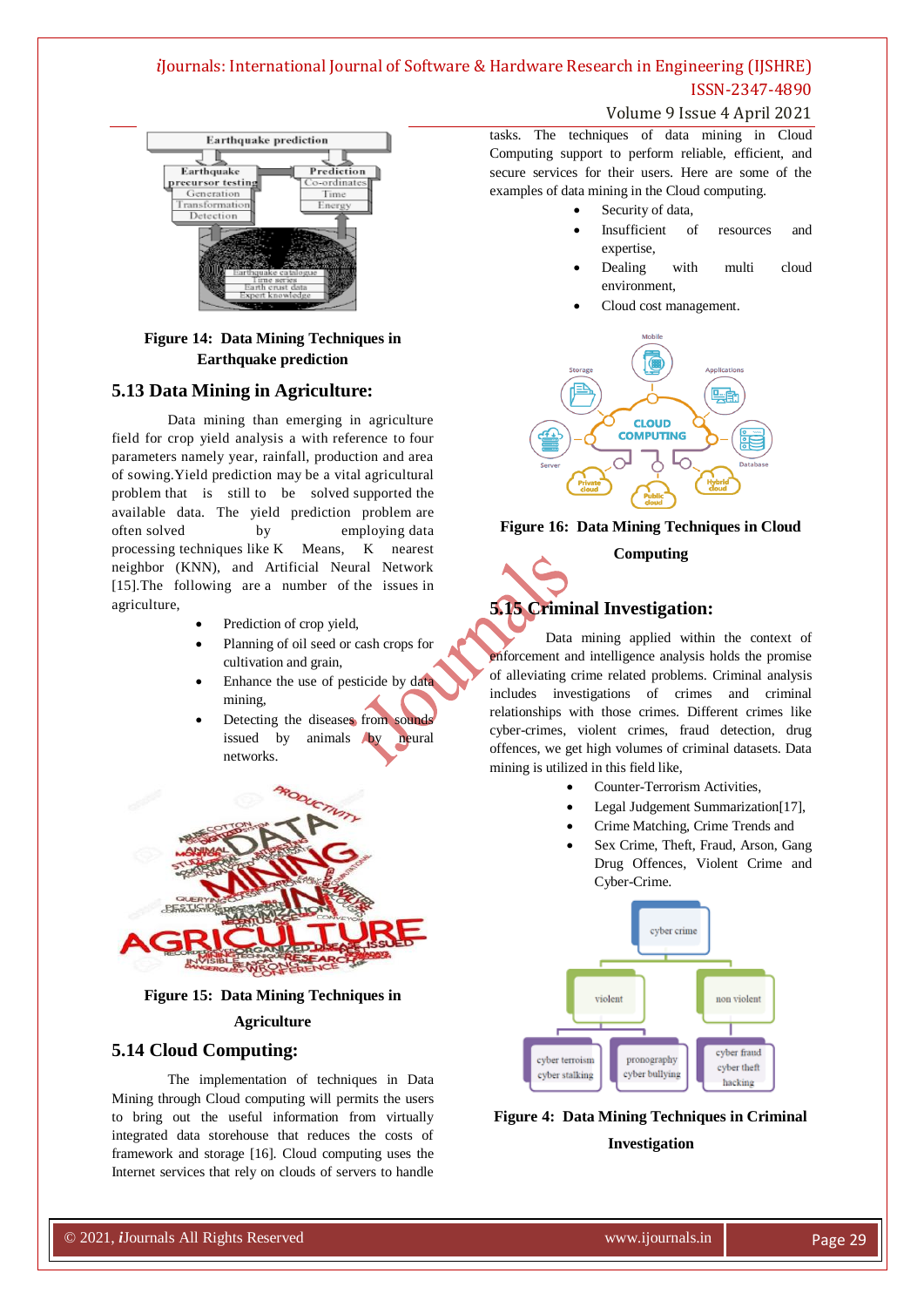Figure 14: Data Mining Techniques in Earthquake prediction

## 5.13 Data Mining in Agriculture:

Data mining than emerging in agriculture field for crop yield analysis a with reference to four parameters namely year, rainfall, production and area of sowing.Yield prediction may be a vital agricultural problem that is still to be solved supported the available data. The yield prediction problem are often solved by employing data processing techniques like K Means, K nearest neighbor (KNN), and Artificial Neural Network [15].The following are a number of the issues in agriculture,

- Prediction of crop yield,
- Planning of oil seed or cash crops for cultivation and grain,
- Enhance the use of pesticide by data mining,
- Detecting the diseases from sounds issued by animals by neural networks.

Figure 15: Data Mining Techniques in Agriculture

## 5.14 Cloud Computing:

The implementation of techniques in Data Mining through Cloud computing will permits the users to bring out the useful information from virtually integrated data storehouse that reduces the costs of framework and storage [16]. Cloud computing uses the Internet services that rely on clouds of servers to handle tasks. The techniques of data mining in Cloud Computing support to perform reliable, efficient, and secure services for their users. Here are some of the examples of data mining in the Cloud computing.

- Security of data,
- Insufficient of resources and expertise,
- Dealing with multi cloud environment,
- Cloud cost management.

Figure 16: Data Mining Techniques in Cloud Computing

## 5.15 Criminal Investigation:

Data mining applied within the context of enforcement and intelligence analysis holds the promise of alleviating crime related problems. Criminal analysis includes investigations of crimes and criminal relationships with those crimes. Different crimes like cyber-crimes, violent crimes, fraud detection, drug offences, we get high volumes of criminal datasets. Data mining is utilized in this field like,

- Counter-Terrorism Activities,
- Legal Judgement Summarization[17],
- Crime Matching, Crime Trends and
- Sex Crime, Theft, Fraud, Arson, Gang Drug Offences, Violent Crime and Cyber-Crime.

Figure 4: Data Mining Techniques in Criminal Investigation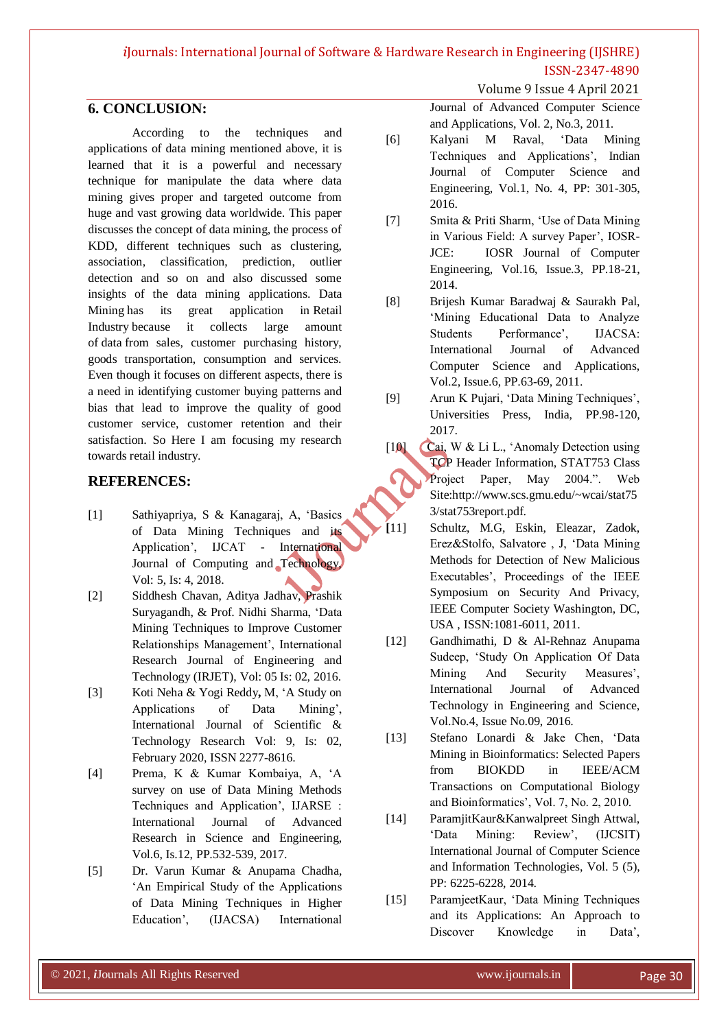## 6. CONCLUSION:

According to the techniques and applications of data mining mentioned above, it is learned that it is a powerful and necessary technique for manipulate the data where data mining gives proper and targeted outcome from huge and vast growing data worldwide. This paper discusses the concept of data mining, the process of KDD, different techniques such as clustering, association, classification, prediction, outlier detection and so on and also discussed some insights of the data mining applications. Data Mining has its great application in Retail Industry because it collects large amount of data from sales, customer purchasing history, goods transportation, consumption and services. Even though it focuses on different aspects, there is a need in identifying customer buying patterns and bias that lead to improve the quality of good customer service, customer retention and their satisfaction. So Here I am focusing my research towards retail industry.

## REFERENCES:

[1] Sathiyapriya, S & Kanagaraj, A, 'Basics of Data Mining Techniques and its Application', IJCAT - International Journal of Computing and Technology, Vol: 5, Is: 4, 2018.

[2] Siddhesh Chavan, Aditya Jadhav, Prashik Suryagandh, & Prof. Nidhi Sharma, 'Data Mining Techniques to Improve Customer Relationships Management', International Research Journal of Engineering and Technology (IRJET), Vol: 05 Is: 02, 2016.

[3] Koti Neha & Yogi Reddy, M, 'A Study on Applications of Data Mining', International Journal of Scientific & Technology Research Vol: 9, Is: 02, February 2020, ISSN 2277-8616.

[4] Prema, K & Kumar Kombaiya, A, 'A survey on use of Data Mining Methods Techniques and Application', IJARSE : International Journal of Advanced Research in Science and Engineering, Vol.6, Is.12, PP.532-539, 2017.

[5] Dr. Varun Kumar & Anupama Chadha, 'An Empirical Study of the Applications of Data Mining Techniques in Higher Education', (IJACSA) International Journal of Advanced Computer Science and Applications, Vol. 2, No.3, 2011.

[6] Kalyani M Raval, 'Data Mining Techniques and Applications', Indian Journal of Computer Science and Engineering, Vol.1, No. 4, PP: 301-305, 2016.

[7] Smita & Priti Sharm, 'Use of Data Mining in Various Field: A survey Paper', IOSR-JCE: IOSR Journal of Computer Engineering, Vol.16, Issue.3, PP.18-21, 2014.

[8] Brijesh Kumar Baradwaj & Saurakh Pal, 'Mining Educational Data to Analyze Students Performance', IJACSA: International Journal of Advanced Computer Science and Applications, Vol.2, Issue.6, PP.63-69, 2011.

[9] Arun K Pujari, 'Data Mining Techniques', Universities Press, India, PP.98-120, 2017.

[10] Cai, W & Li L., 'Anomaly Detection using TCP Header Information, STAT753 Class Project Paper, May 2004.". Web Site:http://www.scs.gmu.edu/~wcai/stat753/stat753report.pdf.

[11] Schultz, M.G, Eskin, Eleazar, Zadok, Erez&Stolfo, Salvatore , J, 'Data Mining Methods for Detection of New Malicious Executables', Proceedings of the IEEE Symposium on Security And Privacy, IEEE Computer Society Washington, DC, USA , ISSN:1081-6011, 2011.

[12] Gandhimathi, D & Al-Rehnaz Anupama Sudeep, 'Study On Application Of Data Mining And Security Measures', International Journal of Advanced Technology in Engineering and Science, Vol.No.4, Issue No.09, 2016.

[13] Stefano Lonardi & Jake Chen, 'Data Mining in Bioinformatics: Selected Papers from BIOKDD in IEEE/ACM Transactions on Computational Biology and Bioinformatics', Vol. 7, No. 2, 2010.

[14] ParamjitKaur&Kanwalpreet Singh Attwal, 'Data Mining: Review', (IJCSIT) International Journal of Computer Science and Information Technologies, Vol. 5 (5), PP: 6225-6228, 2014.

[15] ParamjeetKaur, 'Data Mining Techniques and its Applications: An Approach to Discover Knowledge in Data',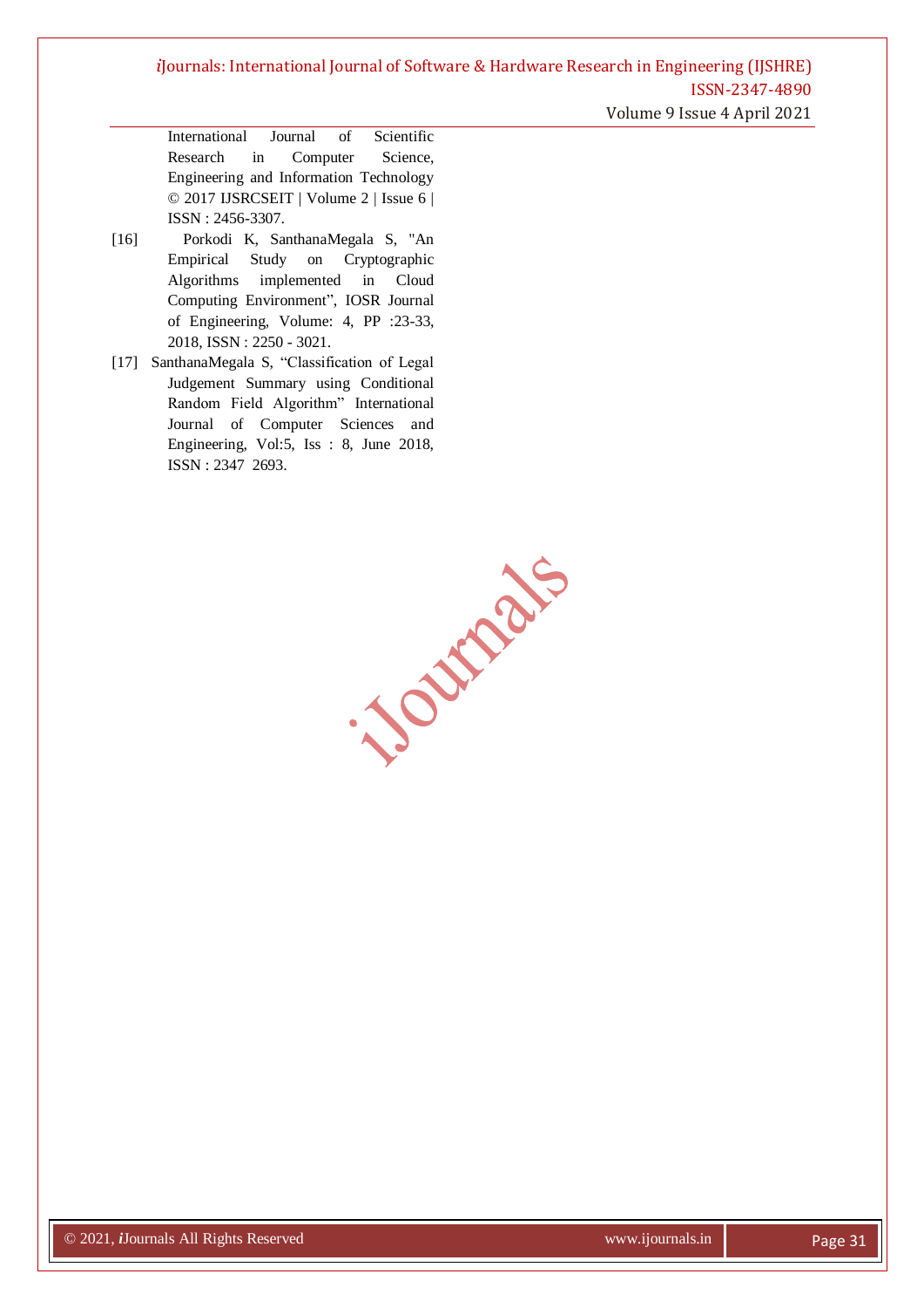International Journal of Scientific Research in Computer Science, Engineering and Information Technology © 2017 IJSRCSEIT | Volume 2 | Issue 6 | ISSN : 2456-3307.

[16] Porkodi K, SanthanaMegala S, "An Empirical Study on Cryptographic Algorithms implemented in Cloud Computing Environment", IOSR Journal of Engineering, Volume: 4, PP :23-33, 2018, ISSN : 2250 - 3021.

[17] SanthanaMegala S, "Classification of Legal Judgement Summary using Conditional Random Field Algorithm" International Journal of Computer Sciences and Engineering, Vol:5, Iss : 8, June 2018, ISSN : 2347 2693.